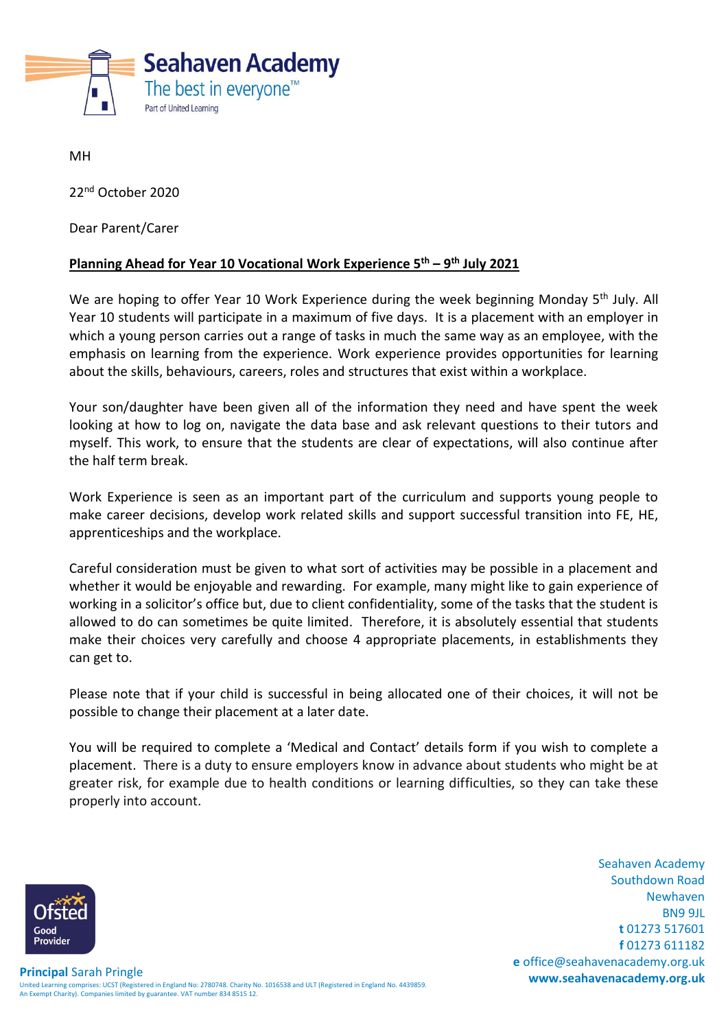**Seahaven Academy**
The best in everyone™
Part of United Learning

MH

22nd October 2020

Dear Parent/Carer

**Planning Ahead for Year 10 Vocational Work Experience 5th – 9th July 2021**

We are hoping to offer Year 10 Work Experience during the week beginning Monday 5th July. All Year 10 students will participate in a maximum of five days. It is a placement with an employer in which a young person carries out a range of tasks in much the same way as an employee, with the emphasis on learning from the experience. Work experience provides opportunities for learning about the skills, behaviours, careers, roles and structures that exist within a workplace.

Your son/daughter have been given all of the information they need and have spent the week looking at how to log on, navigate the data base and ask relevant questions to their tutors and myself. This work, to ensure that the students are clear of expectations, will also continue after the half term break.

Work Experience is seen as an important part of the curriculum and supports young people to make career decisions, develop work related skills and support successful transition into FE, HE, apprenticeships and the workplace.

Careful consideration must be given to what sort of activities may be possible in a placement and whether it would be enjoyable and rewarding. For example, many might like to gain experience of working in a solicitor's office but, due to client confidentiality, some of the tasks that the student is allowed to do can sometimes be quite limited. Therefore, it is absolutely essential that students make their choices very carefully and choose 4 appropriate placements, in establishments they can get to.

Please note that if your child is successful in being allocated one of their choices, it will not be possible to change their placement at a later date.

You will be required to complete a 'Medical and Contact' details form if you wish to complete a placement. There is a duty to ensure employers know in advance about students who might be at greater risk, for example due to health conditions or learning difficulties, so they can take these properly into account.

Ofsted Good Provider

**Principal** Sarah Pringle

United Learning comprises: UCST (Registered in England No: 2780748. Charity No. 1016538 and ULT (Registered in England No. 4439859. An Exempt Charity). Companies limited by guarantee. VAT number 834 8515 12.

Seahaven Academy
Southdown Road
Newhaven
BN9 9JL
**t** 01273 517601
**f** 01273 611182
**e** office@seahavenacademy.org.uk
**www.seahavenacademy.org.uk**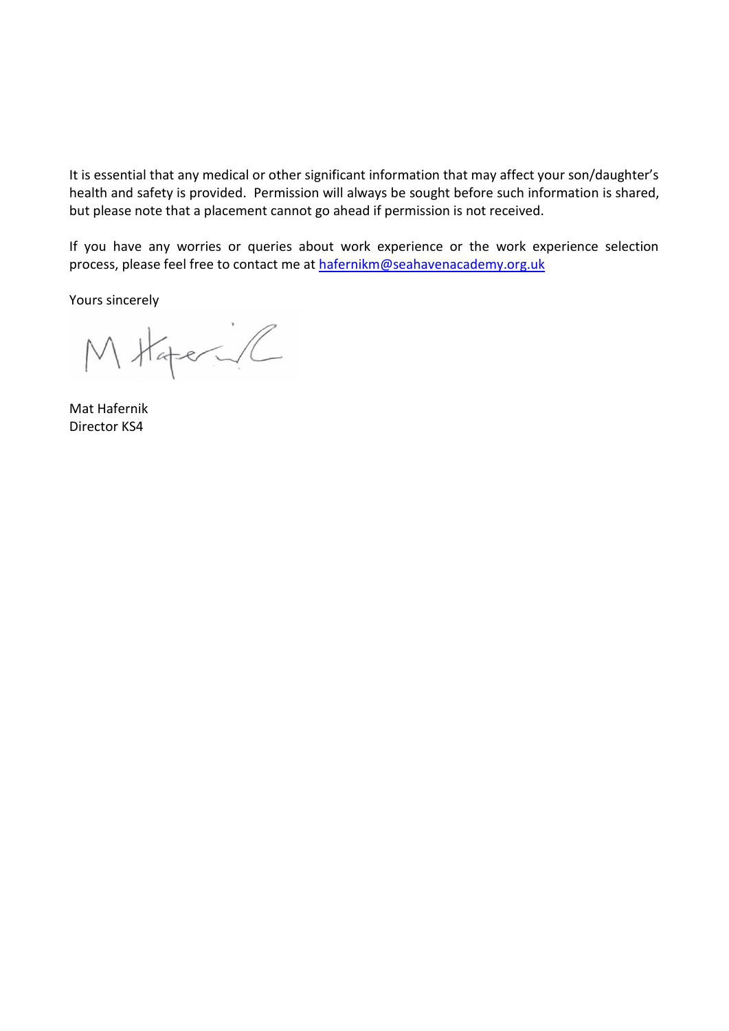It is essential that any medical or other significant information that may affect your son/daughter's health and safety is provided. Permission will always be sought before such information is shared, but please note that a placement cannot go ahead if permission is not received.

If you have any worries or queries about work experience or the work experience selection process, please feel free to contact me at hafernikm@seahavenacademy.org.uk

Yours sincerely

Mat Hafernik
Director KS4